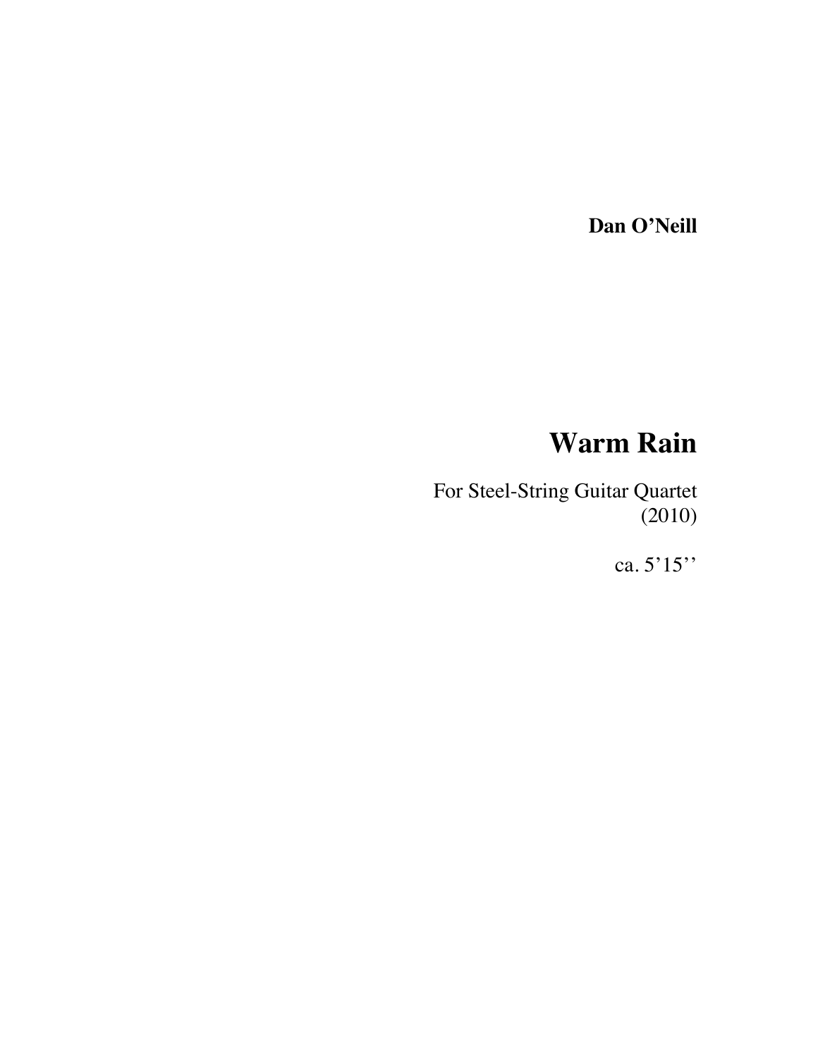**Dan O'Neill**

# Warm Rain

For Steel-String Guitar Quartet
(2010)

ca. 5'15''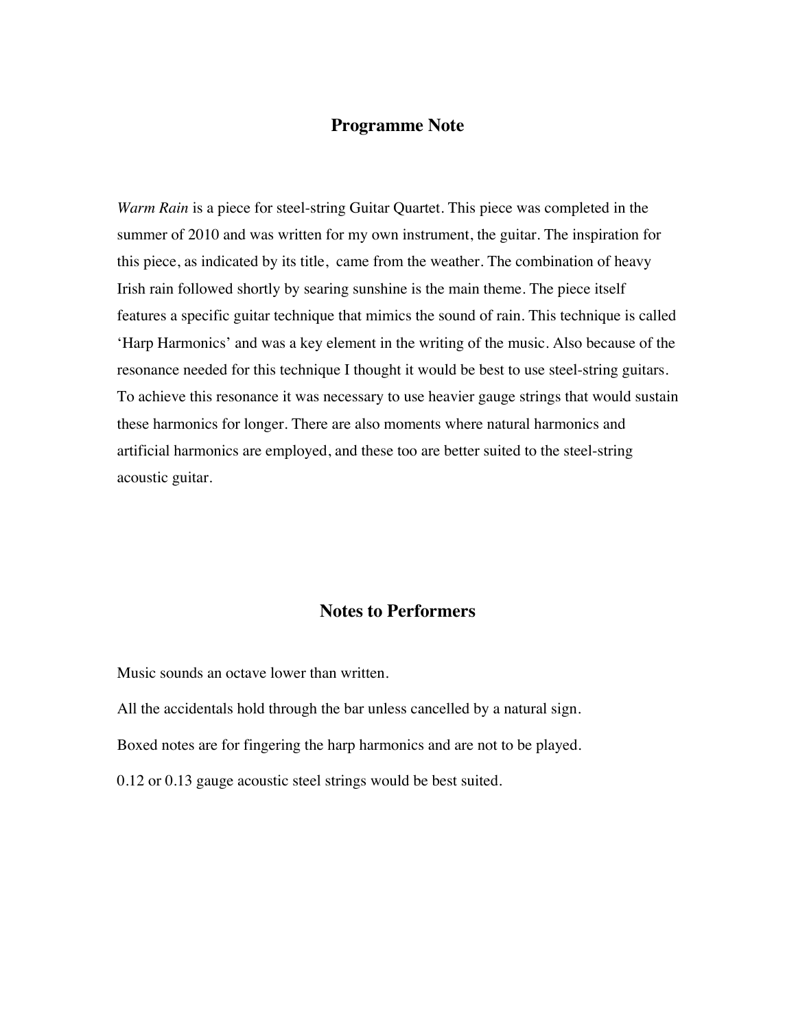## Programme Note

*Warm Rain* is a piece for steel-string Guitar Quartet. This piece was completed in the summer of 2010 and was written for my own instrument, the guitar. The inspiration for this piece, as indicated by its title, came from the weather. The combination of heavy Irish rain followed shortly by searing sunshine is the main theme. The piece itself features a specific guitar technique that mimics the sound of rain. This technique is called 'Harp Harmonics' and was a key element in the writing of the music. Also because of the resonance needed for this technique I thought it would be best to use steel-string guitars. To achieve this resonance it was necessary to use heavier gauge strings that would sustain these harmonics for longer. There are also moments where natural harmonics and artificial harmonics are employed, and these too are better suited to the steel-string acoustic guitar.

## Notes to Performers

Music sounds an octave lower than written.

All the accidentals hold through the bar unless cancelled by a natural sign.

Boxed notes are for fingering the harp harmonics and are not to be played.

0.12 or 0.13 gauge acoustic steel strings would be best suited.